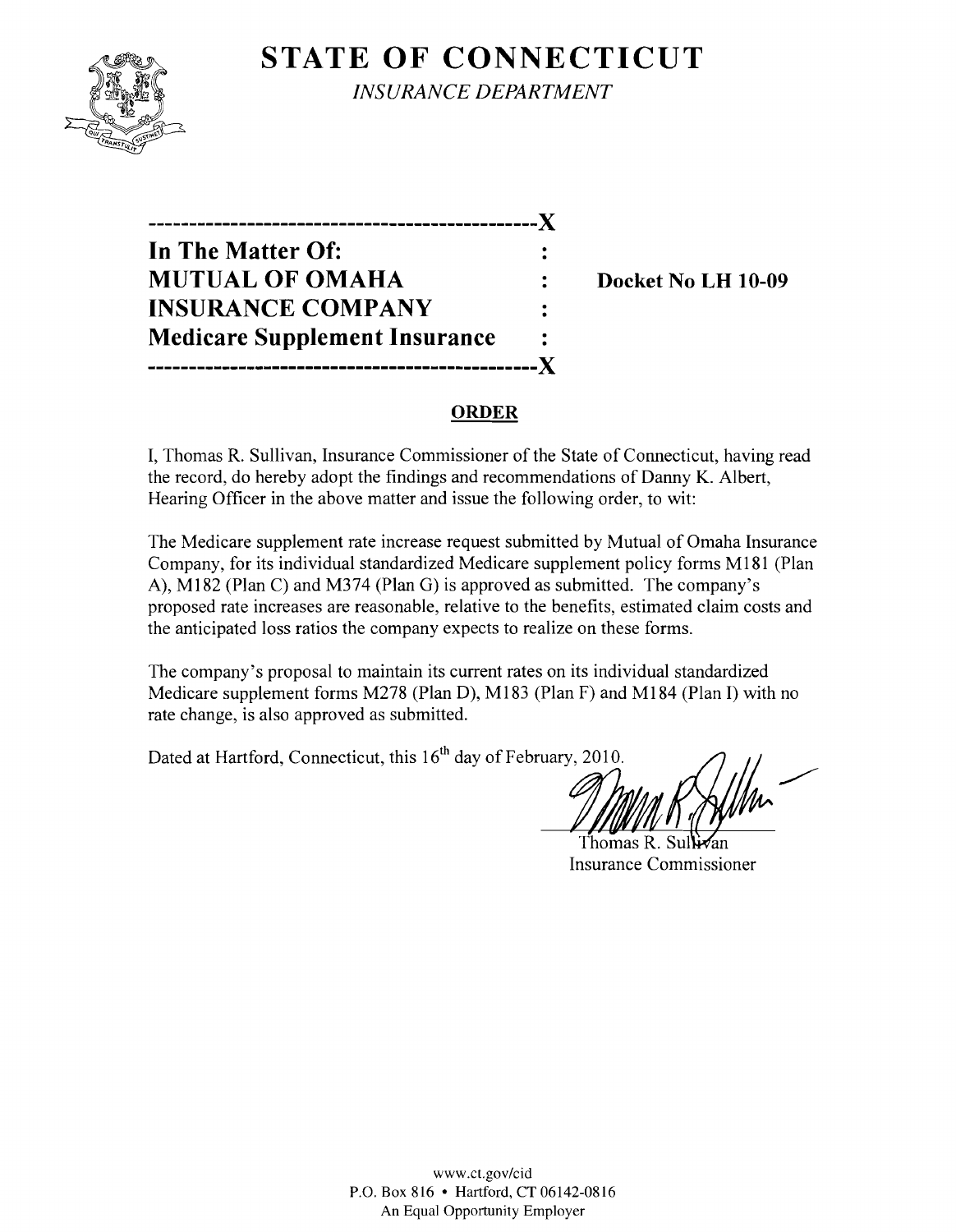# STATE OF CONNECTICUT

*INSURANCE DEPARTMENT*

---X

**In The Matter Of:** :
**MUTUAL OF OMAHA** : **Docket No LH 10-09**
**INSURANCE COMPANY** :
**Medicare Supplement Insurance** :

---X

## ORDER

I, Thomas R. Sullivan, Insurance Commissioner of the State of Connecticut, having read the record, do hereby adopt the findings and recommendations of Danny K. Albert, Hearing Officer in the above matter and issue the following order, to wit:

The Medicare supplement rate increase request submitted by Mutual of Omaha Insurance Company, for its individual standardized Medicare supplement policy forms M181 (Plan A), M182 (Plan C) and M374 (Plan G) is approved as submitted. The company's proposed rate increases are reasonable, relative to the benefits, estimated claim costs and the anticipated loss ratios the company expects to realize on these forms.

The company's proposal to maintain its current rates on its individual standardized Medicare supplement forms M278 (Plan D), M183 (Plan F) and M184 (Plan I) with no rate change, is also approved as submitted.

Dated at Hartford, Connecticut, this 16th day of February, 2010.

Thomas R. Sullivan
Insurance Commissioner

www.ct.gov/cid
P.O. Box 816 • Hartford, CT 06142-0816
An Equal Opportunity Employer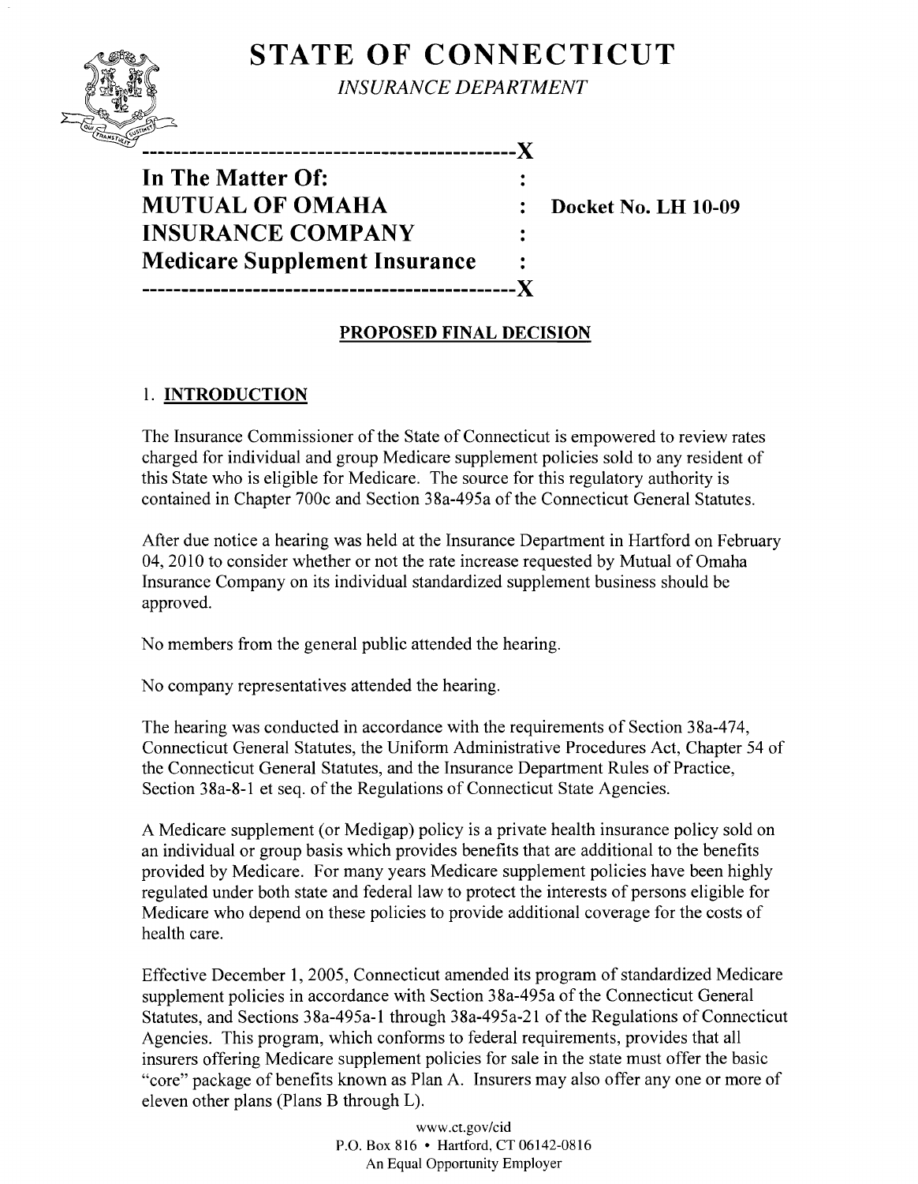# STATE OF CONNECTICUT

*INSURANCE DEPARTMENT*

```
-----------------------------------------------X
In The Matter Of:                              :
MUTUAL OF OMAHA                                :    Docket No. LH 10-09
INSURANCE COMPANY                              :
Medicare Supplement Insurance                  :
-----------------------------------------------X
```

**PROPOSED FINAL DECISION**

## 1. INTRODUCTION

The Insurance Commissioner of the State of Connecticut is empowered to review rates charged for individual and group Medicare supplement policies sold to any resident of this State who is eligible for Medicare. The source for this regulatory authority is contained in Chapter 700c and Section 38a-495a of the Connecticut General Statutes.

After due notice a hearing was held at the Insurance Department in Hartford on February 04, 2010 to consider whether or not the rate increase requested by Mutual of Omaha Insurance Company on its individual standardized supplement business should be approved.

No members from the general public attended the hearing.

No company representatives attended the hearing.

The hearing was conducted in accordance with the requirements of Section 38a-474, Connecticut General Statutes, the Uniform Administrative Procedures Act, Chapter 54 of the Connecticut General Statutes, and the Insurance Department Rules of Practice, Section 38a-8-1 et seq. of the Regulations of Connecticut State Agencies.

A Medicare supplement (or Medigap) policy is a private health insurance policy sold on an individual or group basis which provides benefits that are additional to the benefits provided by Medicare. For many years Medicare supplement policies have been highly regulated under both state and federal law to protect the interests of persons eligible for Medicare who depend on these policies to provide additional coverage for the costs of health care.

Effective December 1, 2005, Connecticut amended its program of standardized Medicare supplement policies in accordance with Section 38a-495a of the Connecticut General Statutes, and Sections 38a-495a-1 through 38a-495a-21 of the Regulations of Connecticut Agencies. This program, which conforms to federal requirements, provides that all insurers offering Medicare supplement policies for sale in the state must offer the basic "core" package of benefits known as Plan A. Insurers may also offer any one or more of eleven other plans (Plans B through L).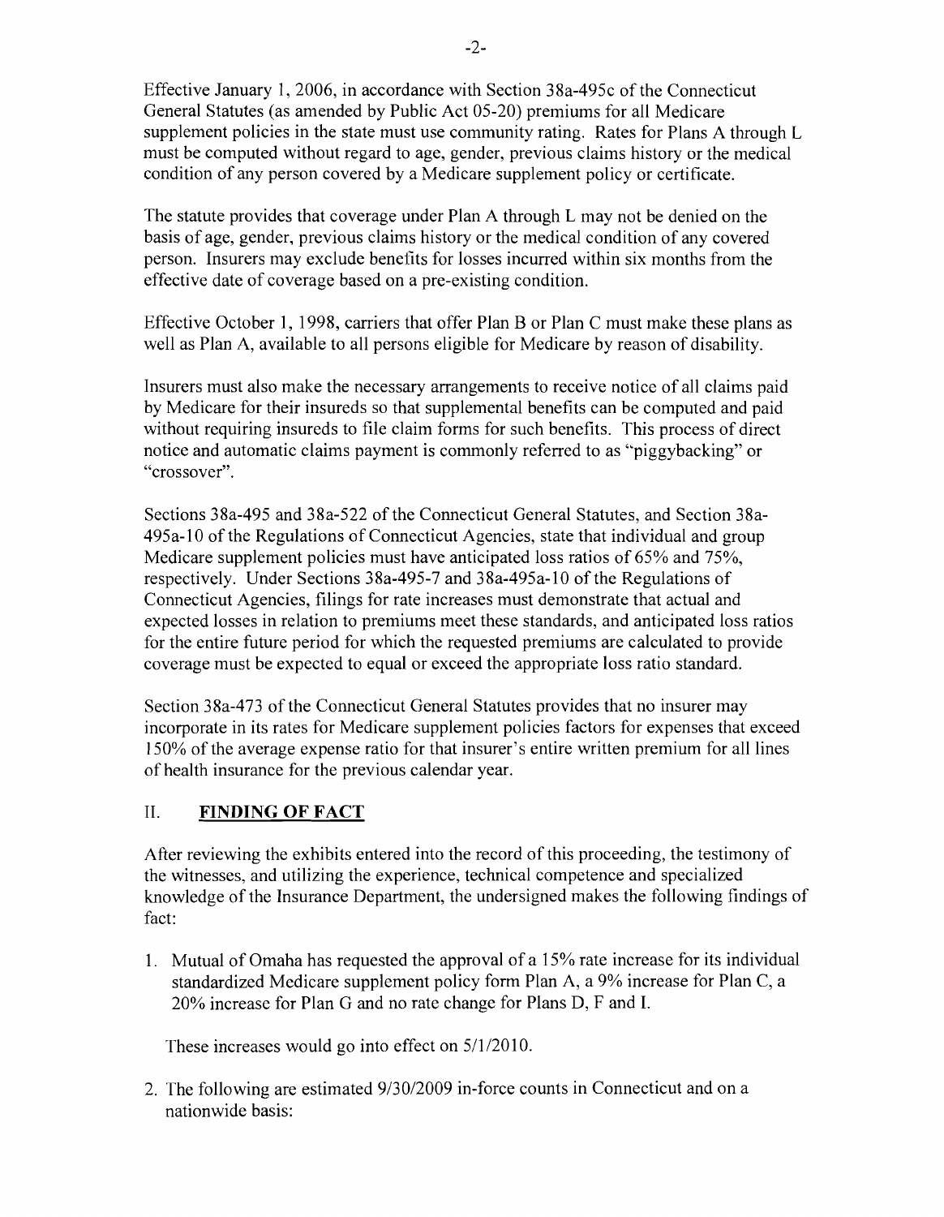Effective January 1, 2006, in accordance with Section 38a-495c of the Connecticut General Statutes (as amended by Public Act 05-20) premiums for all Medicare supplement policies in the state must use community rating. Rates for Plans A through L must be computed without regard to age, gender, previous claims history or the medical condition of any person covered by a Medicare supplement policy or certificate.

The statute provides that coverage under Plan A through L may not be denied on the basis of age, gender, previous claims history or the medical condition of any covered person. Insurers may exclude benefits for losses incurred within six months from the effective date of coverage based on a pre-existing condition.

Effective October 1, 1998, carriers that offer Plan B or Plan C must make these plans as well as Plan A, available to all persons eligible for Medicare by reason of disability.

Insurers must also make the necessary arrangements to receive notice of all claims paid by Medicare for their insureds so that supplemental benefits can be computed and paid without requiring insureds to file claim forms for such benefits. This process of direct notice and automatic claims payment is commonly referred to as "piggybacking" or "crossover".

Sections 38a-495 and 38a-522 of the Connecticut General Statutes, and Section 38a-495a-10 of the Regulations of Connecticut Agencies, state that individual and group Medicare supplement policies must have anticipated loss ratios of 65% and 75%, respectively. Under Sections 38a-495-7 and 38a-495a-10 of the Regulations of Connecticut Agencies, filings for rate increases must demonstrate that actual and expected losses in relation to premiums meet these standards, and anticipated loss ratios for the entire future period for which the requested premiums are calculated to provide coverage must be expected to equal or exceed the appropriate loss ratio standard.

Section 38a-473 of the Connecticut General Statutes provides that no insurer may incorporate in its rates for Medicare supplement policies factors for expenses that exceed 150% of the average expense ratio for that insurer's entire written premium for all lines of health insurance for the previous calendar year.

## II. FINDING OF FACT

After reviewing the exhibits entered into the record of this proceeding, the testimony of the witnesses, and utilizing the experience, technical competence and specialized knowledge of the Insurance Department, the undersigned makes the following findings of fact:

1. Mutual of Omaha has requested the approval of a 15% rate increase for its individual standardized Medicare supplement policy form Plan A, a 9% increase for Plan C, a 20% increase for Plan G and no rate change for Plans D, F and I.

   These increases would go into effect on 5/1/2010.

2. The following are estimated 9/30/2009 in-force counts in Connecticut and on a nationwide basis: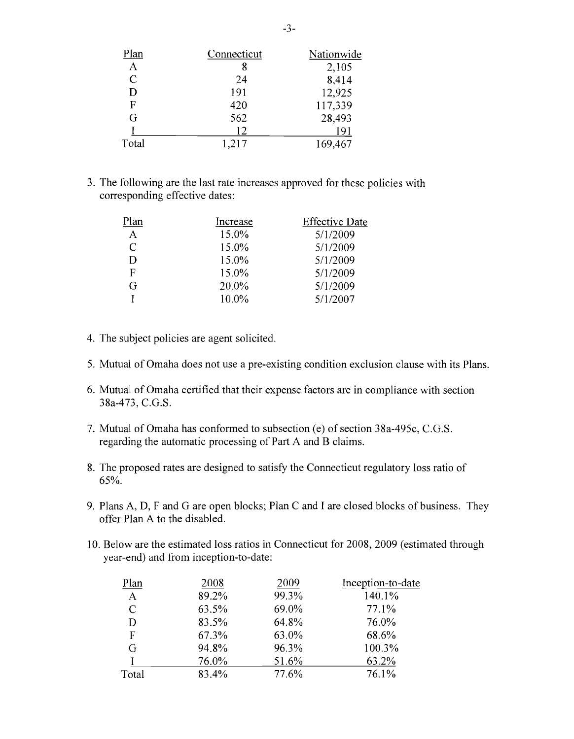| Plan | Connecticut | Nationwide |
|---|---|---|
| A | 8 | 2,105 |
| C | 24 | 8,414 |
| D | 191 | 12,925 |
| F | 420 | 117,339 |
| G | 562 | 28,493 |
| I | 12 | 191 |
| Total | 1,217 | 169,467 |

3. The following are the last rate increases approved for these policies with corresponding effective dates:

| Plan | Increase | Effective Date |
|---|---|---|
| A | 15.0% | 5/1/2009 |
| C | 15.0% | 5/1/2009 |
| D | 15.0% | 5/1/2009 |
| F | 15.0% | 5/1/2009 |
| G | 20.0% | 5/1/2009 |
| I | 10.0% | 5/1/2007 |

4. The subject policies are agent solicited.

5. Mutual of Omaha does not use a pre-existing condition exclusion clause with its Plans.

6. Mutual of Omaha certified that their expense factors are in compliance with section 38a-473, C.G.S.

7. Mutual of Omaha has conformed to subsection (e) of section 38a-495c, C.G.S. regarding the automatic processing of Part A and B claims.

8. The proposed rates are designed to satisfy the Connecticut regulatory loss ratio of 65%.

9. Plans A, D, F and G are open blocks; Plan C and I are closed blocks of business. They offer Plan A to the disabled.

10. Below are the estimated loss ratios in Connecticut for 2008, 2009 (estimated through year-end) and from inception-to-date:

| Plan | 2008 | 2009 | Inception-to-date |
|---|---|---|---|
| A | 89.2% | 99.3% | 140.1% |
| C | 63.5% | 69.0% | 77.1% |
| D | 83.5% | 64.8% | 76.0% |
| F | 67.3% | 63.0% | 68.6% |
| G | 94.8% | 96.3% | 100.3% |
| I | 76.0% | 51.6% | 63.2% |
| Total | 83.4% | 77.6% | 76.1% |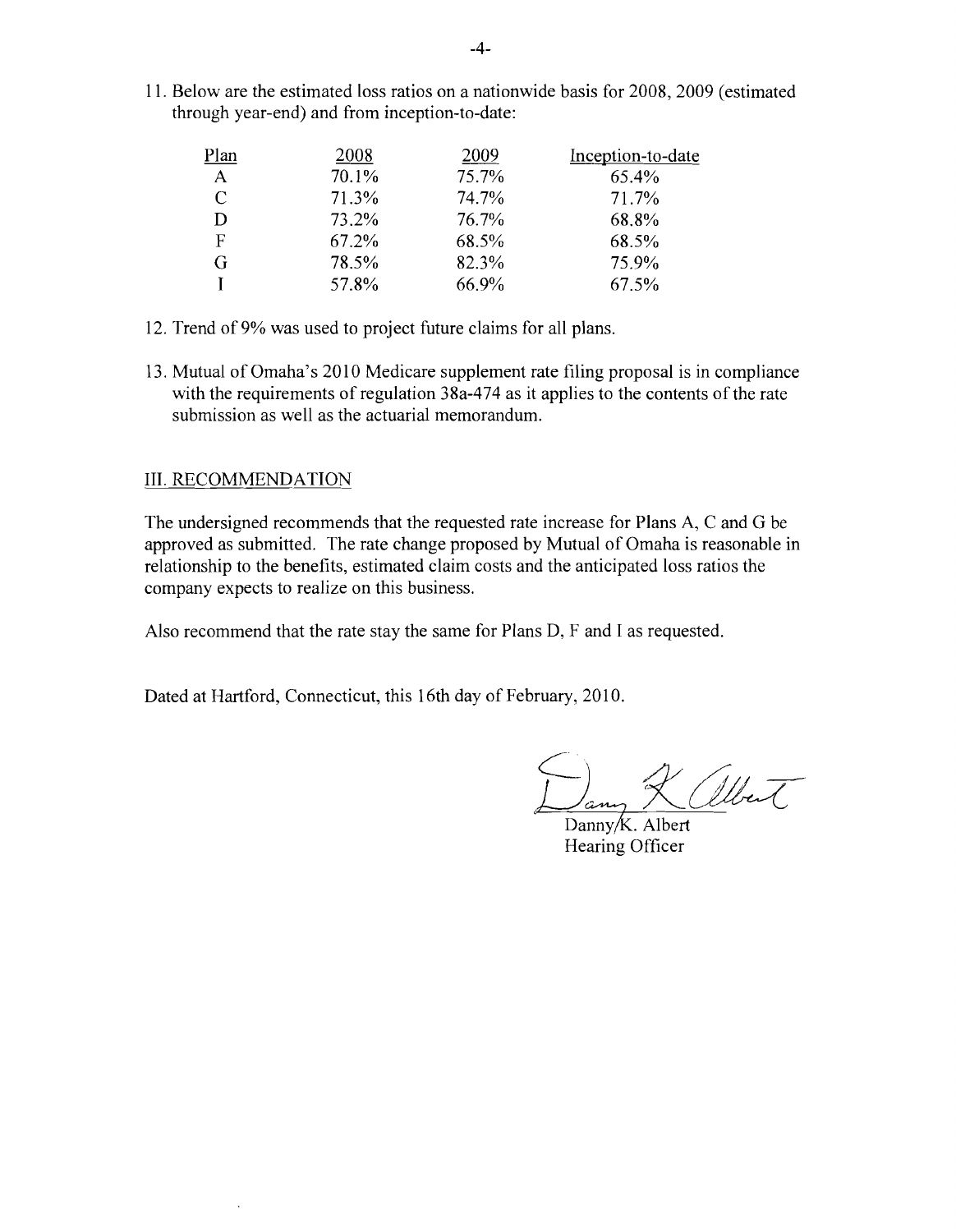11. Below are the estimated loss ratios on a nationwide basis for 2008, 2009 (estimated through year-end) and from inception-to-date:

| Plan | 2008 | 2009 | Inception-to-date |
|---|---|---|---|
| A | 70.1% | 75.7% | 65.4% |
| C | 71.3% | 74.7% | 71.7% |
| D | 73.2% | 76.7% | 68.8% |
| F | 67.2% | 68.5% | 68.5% |
| G | 78.5% | 82.3% | 75.9% |
| I | 57.8% | 66.9% | 67.5% |

12. Trend of 9% was used to project future claims for all plans.

13. Mutual of Omaha's 2010 Medicare supplement rate filing proposal is in compliance with the requirements of regulation 38a-474 as it applies to the contents of the rate submission as well as the actuarial memorandum.

## III. RECOMMENDATION

The undersigned recommends that the requested rate increase for Plans A, C and G be approved as submitted. The rate change proposed by Mutual of Omaha is reasonable in relationship to the benefits, estimated claim costs and the anticipated loss ratios the company expects to realize on this business.

Also recommend that the rate stay the same for Plans D, F and I as requested.

Dated at Hartford, Connecticut, this 16th day of February, 2010.

Danny K. Albert
Hearing Officer